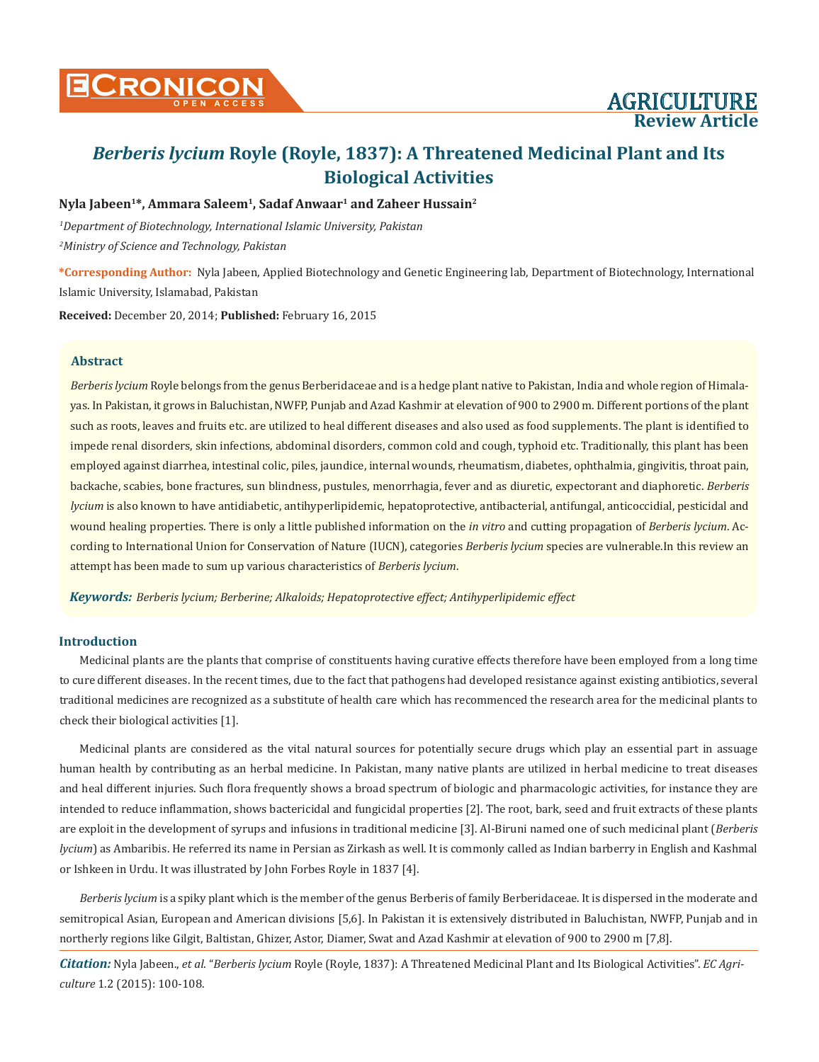# *Berberis lycium* Royle (Royle, 1837): A Threatened Medicinal Plant and Its Biological Activities

**Nyla Jabeen[1]\*, Ammara Saleem[1], Sadaf Anwaar[1] and Zaheer Hussain[2]**

[1]*Department of Biotechnology, International Islamic University, Pakistan*

[2]*Ministry of Science and Technology, Pakistan*

**\*Corresponding Author:** Nyla Jabeen, Applied Biotechnology and Genetic Engineering lab, Department of Biotechnology, International Islamic University, Islamabad, Pakistan

**Received:** December 20, 2014; **Published:** February 16, 2015

## Abstract

*Berberis lycium* Royle belongs from the genus Berberidaceae and is a hedge plant native to Pakistan, India and whole region of Himalayas. In Pakistan, it grows in Baluchistan, NWFP, Punjab and Azad Kashmir at elevation of 900 to 2900 m. Different portions of the plant such as roots, leaves and fruits etc. are utilized to heal different diseases and also used as food supplements. The plant is identified to impede renal disorders, skin infections, abdominal disorders, common cold and cough, typhoid etc. Traditionally, this plant has been employed against diarrhea, intestinal colic, piles, jaundice, internal wounds, rheumatism, diabetes, ophthalmia, gingivitis, throat pain, backache, scabies, bone fractures, sun blindness, pustules, menorrhagia, fever and as diuretic, expectorant and diaphoretic. *Berberis lycium* is also known to have antidiabetic, antihyperlipidemic, hepatoprotective, antibacterial, antifungal, anticoccidial, pesticidal and wound healing properties. There is only a little published information on the *in vitro* and cutting propagation of *Berberis lycium*. According to International Union for Conservation of Nature (IUCN), categories *Berberis lycium* species are vulnerable.In this review an attempt has been made to sum up various characteristics of *Berberis lycium*.

***Keywords:*** *Berberis lycium; Berberine; Alkaloids; Hepatoprotective effect; Antihyperlipidemic effect*

## Introduction

Medicinal plants are the plants that comprise of constituents having curative effects therefore have been employed from a long time to cure different diseases. In the recent times, due to the fact that pathogens had developed resistance against existing antibiotics, several traditional medicines are recognized as a substitute of health care which has recommenced the research area for the medicinal plants to check their biological activities [1].

Medicinal plants are considered as the vital natural sources for potentially secure drugs which play an essential part in assuage human health by contributing as an herbal medicine. In Pakistan, many native plants are utilized in herbal medicine to treat diseases and heal different injuries. Such flora frequently shows a broad spectrum of biologic and pharmacologic activities, for instance they are intended to reduce inflammation, shows bactericidal and fungicidal properties [2]. The root, bark, seed and fruit extracts of these plants are exploit in the development of syrups and infusions in traditional medicine [3]. Al-Biruni named one of such medicinal plant (*Berberis lycium*) as Ambaribis. He referred its name in Persian as Zirkash as well. It is commonly called as Indian barberry in English and Kashmal or Ishkeen in Urdu. It was illustrated by John Forbes Royle in 1837 [4].

*Berberis lycium* is a spiky plant which is the member of the genus Berberis of family Berberidaceae. It is dispersed in the moderate and semitropical Asian, European and American divisions [5,6]. In Pakistan it is extensively distributed in Baluchistan, NWFP, Punjab and in northerly regions like Gilgit, Baltistan, Ghizer, Astor, Diamer, Swat and Azad Kashmir at elevation of 900 to 2900 m [7,8].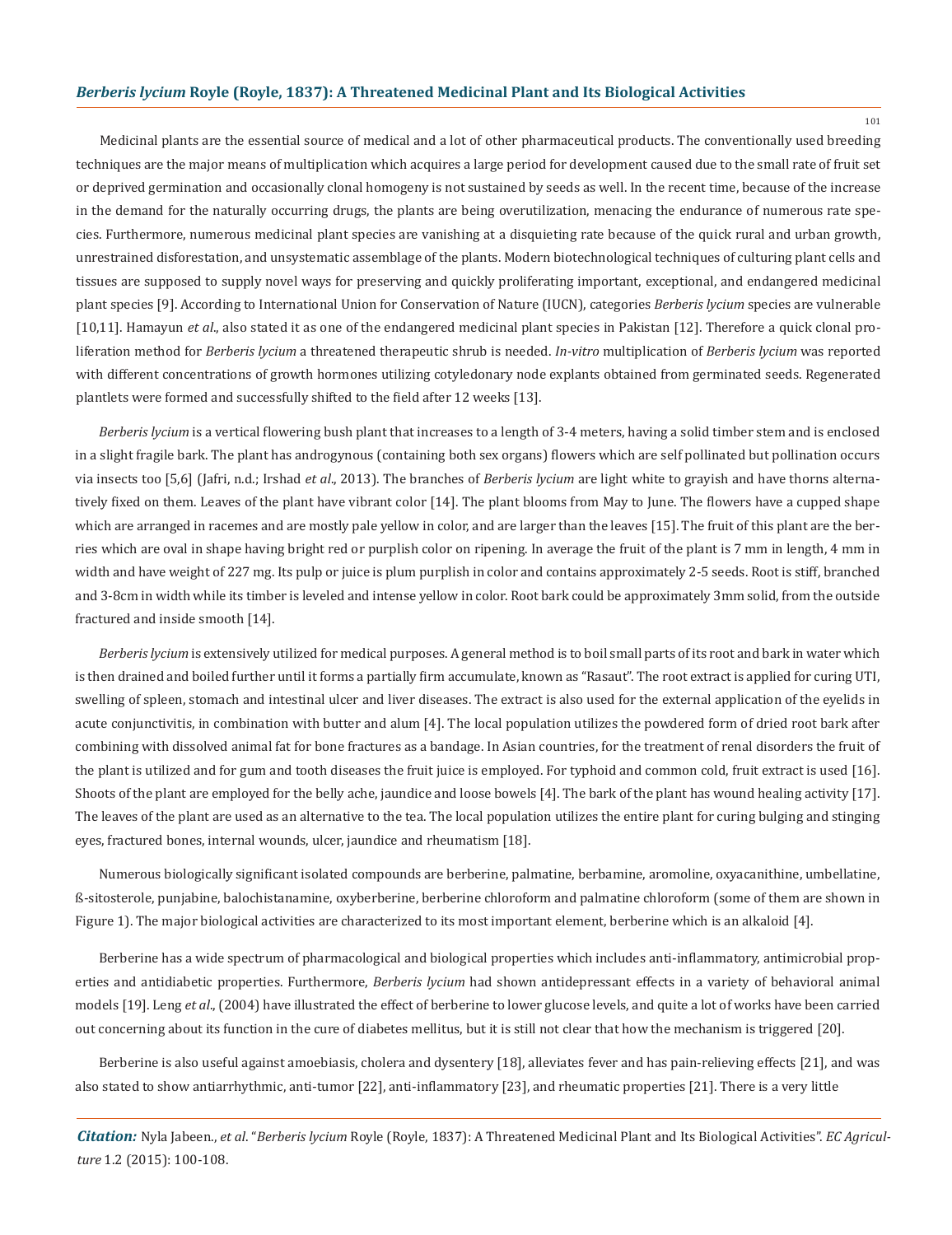Medicinal plants are the essential source of medical and a lot of other pharmaceutical products. The conventionally used breeding techniques are the major means of multiplication which acquires a large period for development caused due to the small rate of fruit set or deprived germination and occasionally clonal homogeny is not sustained by seeds as well. In the recent time, because of the increase in the demand for the naturally occurring drugs, the plants are being overutilization, menacing the endurance of numerous rate species. Furthermore, numerous medicinal plant species are vanishing at a disquieting rate because of the quick rural and urban growth, unrestrained disforestation, and unsystematic assemblage of the plants. Modern biotechnological techniques of culturing plant cells and tissues are supposed to supply novel ways for preserving and quickly proliferating important, exceptional, and endangered medicinal plant species [9]. According to International Union for Conservation of Nature (IUCN), categories *Berberis lycium* species are vulnerable [10,11]. Hamayun *et al.*, also stated it as one of the endangered medicinal plant species in Pakistan [12]. Therefore a quick clonal proliferation method for *Berberis lycium* a threatened therapeutic shrub is needed. *In-vitro* multiplication of *Berberis lycium* was reported with different concentrations of growth hormones utilizing cotyledonary node explants obtained from germinated seeds. Regenerated plantlets were formed and successfully shifted to the field after 12 weeks [13].

*Berberis lycium* is a vertical flowering bush plant that increases to a length of 3-4 meters, having a solid timber stem and is enclosed in a slight fragile bark. The plant has androgynous (containing both sex organs) flowers which are self pollinated but pollination occurs via insects too [5,6] (Jafri, n.d.; Irshad *et al.*, 2013). The branches of *Berberis lycium* are light white to grayish and have thorns alternatively fixed on them. Leaves of the plant have vibrant color [14]. The plant blooms from May to June. The flowers have a cupped shape which are arranged in racemes and are mostly pale yellow in color, and are larger than the leaves [15]. The fruit of this plant are the berries which are oval in shape having bright red or purplish color on ripening. In average the fruit of the plant is 7 mm in length, 4 mm in width and have weight of 227 mg. Its pulp or juice is plum purplish in color and contains approximately 2-5 seeds. Root is stiff, branched and 3-8cm in width while its timber is leveled and intense yellow in color. Root bark could be approximately 3mm solid, from the outside fractured and inside smooth [14].

*Berberis lycium* is extensively utilized for medical purposes. A general method is to boil small parts of its root and bark in water which is then drained and boiled further until it forms a partially firm accumulate, known as "Rasaut". The root extract is applied for curing UTI, swelling of spleen, stomach and intestinal ulcer and liver diseases. The extract is also used for the external application of the eyelids in acute conjunctivitis, in combination with butter and alum [4]. The local population utilizes the powdered form of dried root bark after combining with dissolved animal fat for bone fractures as a bandage. In Asian countries, for the treatment of renal disorders the fruit of the plant is utilized and for gum and tooth diseases the fruit juice is employed. For typhoid and common cold, fruit extract is used [16]. Shoots of the plant are employed for the belly ache, jaundice and loose bowels [4]. The bark of the plant has wound healing activity [17]. The leaves of the plant are used as an alternative to the tea. The local population utilizes the entire plant for curing bulging and stinging eyes, fractured bones, internal wounds, ulcer, jaundice and rheumatism [18].

Numerous biologically significant isolated compounds are berberine, palmatine, berbamine, aromoline, oxyacanithine, umbellatine, ß-sitosterole, punjabine, balochistanamine, oxyberberine, berberine chloroform and palmatine chloroform (some of them are shown in Figure 1). The major biological activities are characterized to its most important element, berberine which is an alkaloid [4].

Berberine has a wide spectrum of pharmacological and biological properties which includes anti-inflammatory, antimicrobial properties and antidiabetic properties. Furthermore, *Berberis lycium* had shown antidepressant effects in a variety of behavioral animal models [19]. Leng *et al.*, (2004) have illustrated the effect of berberine to lower glucose levels, and quite a lot of works have been carried out concerning about its function in the cure of diabetes mellitus, but it is still not clear that how the mechanism is triggered [20].

Berberine is also useful against amoebiasis, cholera and dysentery [18], alleviates fever and has pain-relieving effects [21], and was also stated to show antiarrhythmic, anti-tumor [22], anti-inflammatory [23], and rheumatic properties [21]. There is a very little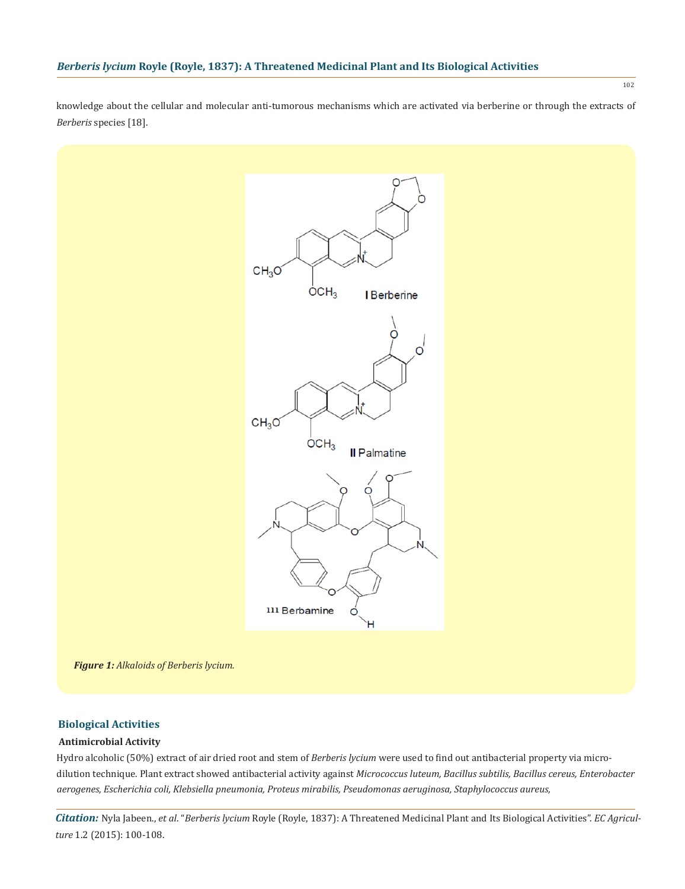knowledge about the cellular and molecular anti-tumorous mechanisms which are activated via berberine or through the extracts of *Berberis* species [18].

***Figure 1:*** *Alkaloids of Berberis lycium.*

## Biological Activities

### Antimicrobial Activity

Hydro alcoholic (50%) extract of air dried root and stem of *Berberis lycium* were used to find out antibacterial property via micro-dilution technique. Plant extract showed antibacterial activity against *Micrococcus luteum, Bacillus subtilis, Bacillus cereus, Enterobacter aerogenes, Escherichia coli, Klebsiella pneumonia, Proteus mirabilis, Pseudomonas aeruginosa, Staphylococcus aureus,*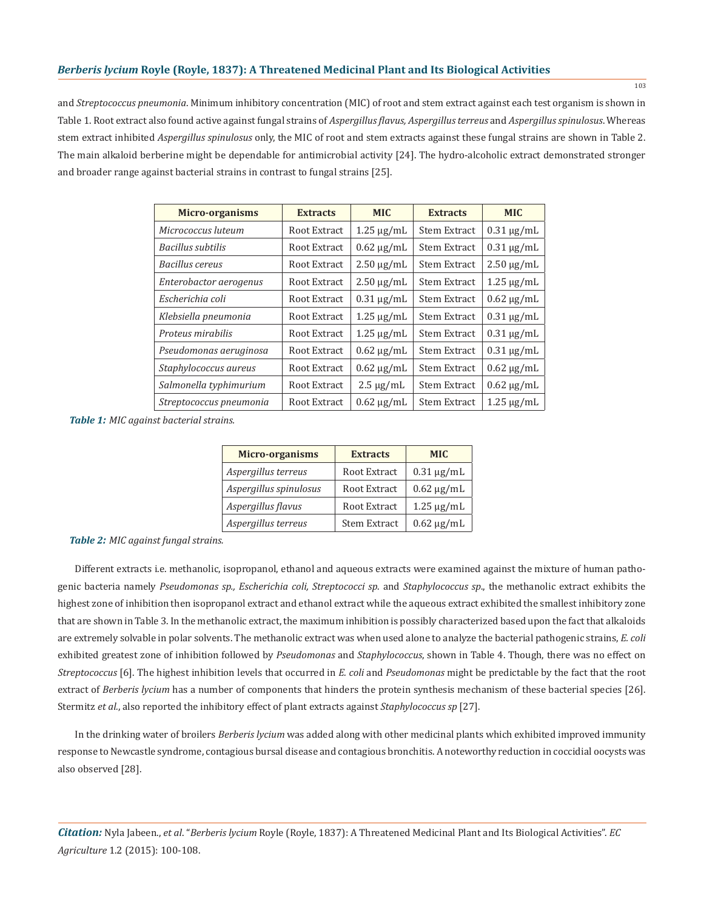and *Streptococcus pneumonia*. Minimum inhibitory concentration (MIC) of root and stem extract against each test organism is shown in Table 1. Root extract also found active against fungal strains of *Aspergillus flavus, Aspergillus terreus* and *Aspergillus spinulosus*. Whereas stem extract inhibited *Aspergillus spinulosus* only, the MIC of root and stem extracts against these fungal strains are shown in Table 2. The main alkaloid berberine might be dependable for antimicrobial activity [24]. The hydro-alcoholic extract demonstrated stronger and broader range against bacterial strains in contrast to fungal strains [25].

| Micro-organisms | Extracts | MIC | Extracts | MIC |
|---|---|---|---|---|
| *Micrococcus luteum* | Root Extract | 1.25 μg/mL | Stem Extract | 0.31 μg/mL |
| *Bacillus subtilis* | Root Extract | 0.62 μg/mL | Stem Extract | 0.31 μg/mL |
| *Bacillus cereus* | Root Extract | 2.50 μg/mL | Stem Extract | 2.50 μg/mL |
| *Enterobactor aerogenus* | Root Extract | 2.50 μg/mL | Stem Extract | 1.25 μg/mL |
| *Escherichia coli* | Root Extract | 0.31 μg/mL | Stem Extract | 0.62 μg/mL |
| *Klebsiella pneumonia* | Root Extract | 1.25 μg/mL | Stem Extract | 0.31 μg/mL |
| *Proteus mirabilis* | Root Extract | 1.25 μg/mL | Stem Extract | 0.31 μg/mL |
| *Pseudomonas aeruginosa* | Root Extract | 0.62 μg/mL | Stem Extract | 0.31 μg/mL |
| *Staphylococcus aureus* | Root Extract | 0.62 μg/mL | Stem Extract | 0.62 μg/mL |
| *Salmonella typhimurium* | Root Extract | 2.5 μg/mL | Stem Extract | 0.62 μg/mL |
| *Streptococcus pneumonia* | Root Extract | 0.62 μg/mL | Stem Extract | 1.25 μg/mL |

***Table 1:*** *MIC against bacterial strains.*

| Micro-organisms | Extracts | MIC |
|---|---|---|
| *Aspergillus terreus* | Root Extract | 0.31 μg/mL |
| *Aspergillus spinulosus* | Root Extract | 0.62 μg/mL |
| *Aspergillus flavus* | Root Extract | 1.25 μg/mL |
| *Aspergillus terreus* | Stem Extract | 0.62 μg/mL |

***Table 2:*** *MIC against fungal strains.*

Different extracts i.e. methanolic, isopropanol, ethanol and aqueous extracts were examined against the mixture of human pathogenic bacteria namely *Pseudomonas sp., Escherichia coli, Streptococci sp.* and *Staphylococcus sp*., the methanolic extract exhibits the highest zone of inhibition then isopropanol extract and ethanol extract while the aqueous extract exhibited the smallest inhibitory zone that are shown in Table 3. In the methanolic extract, the maximum inhibition is possibly characterized based upon the fact that alkaloids are extremely solvable in polar solvents. The methanolic extract was when used alone to analyze the bacterial pathogenic strains, *E. coli* exhibited greatest zone of inhibition followed by *Pseudomonas* and *Staphylococcus*, shown in Table 4. Though, there was no effect on *Streptococcus* [6]. The highest inhibition levels that occurred in *E. coli* and *Pseudomonas* might be predictable by the fact that the root extract of *Berberis lycium* has a number of components that hinders the protein synthesis mechanism of these bacterial species [26]. Stermitz *et al.*, also reported the inhibitory effect of plant extracts against *Staphylococcus sp* [27].

In the drinking water of broilers *Berberis lycium* was added along with other medicinal plants which exhibited improved immunity response to Newcastle syndrome, contagious bursal disease and contagious bronchitis. A noteworthy reduction in coccidial oocysts was also observed [28].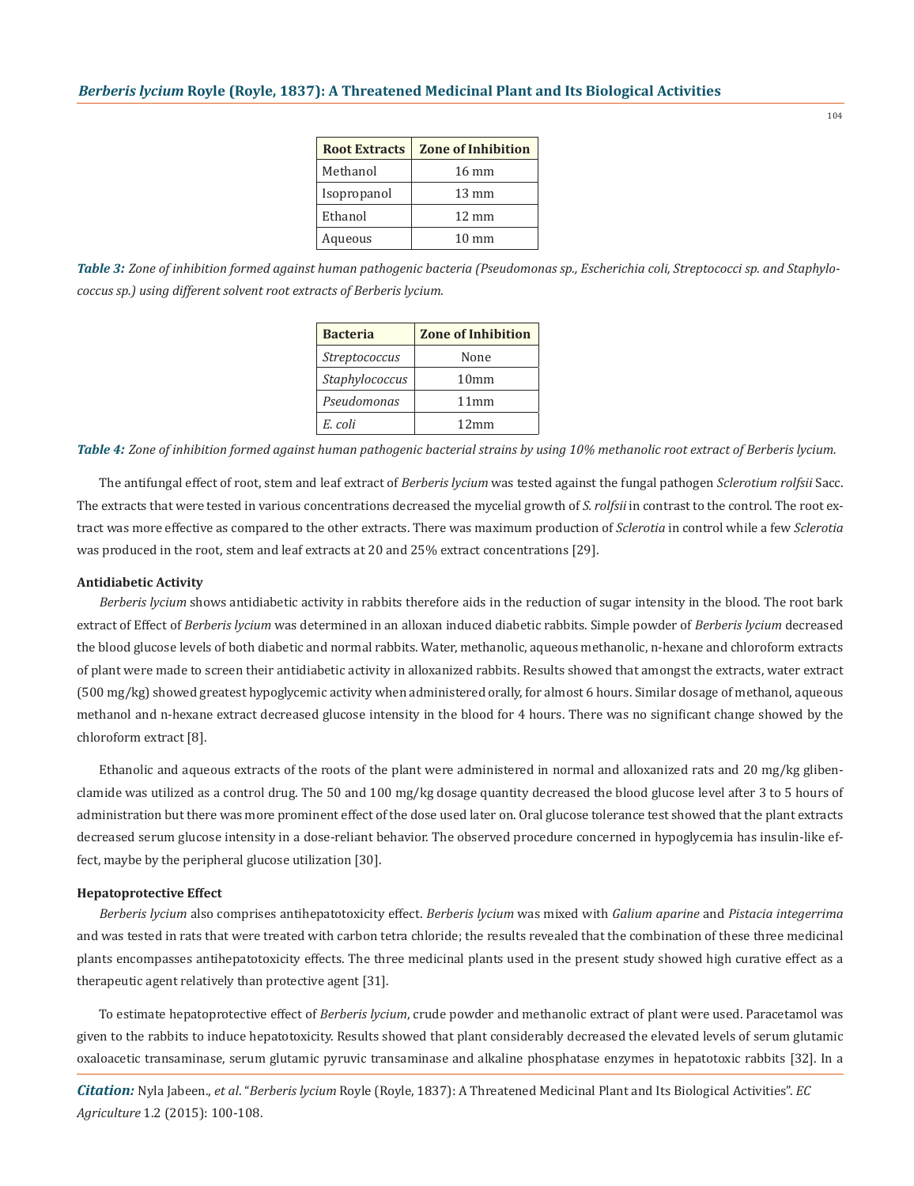| Root Extracts | Zone of Inhibition |
| --- | --- |
| Methanol | 16 mm |
| Isopropanol | 13 mm |
| Ethanol | 12 mm |
| Aqueous | 10 mm |

***Table 3:*** *Zone of inhibition formed against human pathogenic bacteria (Pseudomonas sp., Escherichia coli, Streptococci sp. and Staphylococcus sp.) using different solvent root extracts of Berberis lycium.*

| Bacteria | Zone of Inhibition |
| --- | --- |
| *Streptococcus* | None |
| *Staphylococcus* | 10mm |
| *Pseudomonas* | 11mm |
| *E. coli* | 12mm |

***Table 4:*** *Zone of inhibition formed against human pathogenic bacterial strains by using 10% methanolic root extract of Berberis lycium.*

The antifungal effect of root, stem and leaf extract of *Berberis lycium* was tested against the fungal pathogen *Sclerotium rolfsii* Sacc. The extracts that were tested in various concentrations decreased the mycelial growth of *S. rolfsii* in contrast to the control. The root extract was more effective as compared to the other extracts. There was maximum production of *Sclerotia* in control while a few *Sclerotia* was produced in the root, stem and leaf extracts at 20 and 25% extract concentrations [29].

### Antidiabetic Activity

*Berberis lycium* shows antidiabetic activity in rabbits therefore aids in the reduction of sugar intensity in the blood. The root bark extract of Effect of *Berberis lycium* was determined in an alloxan induced diabetic rabbits. Simple powder of *Berberis lycium* decreased the blood glucose levels of both diabetic and normal rabbits. Water, methanolic, aqueous methanolic, n-hexane and chloroform extracts of plant were made to screen their antidiabetic activity in alloxanized rabbits. Results showed that amongst the extracts, water extract (500 mg/kg) showed greatest hypoglycemic activity when administered orally, for almost 6 hours. Similar dosage of methanol, aqueous methanol and n-hexane extract decreased glucose intensity in the blood for 4 hours. There was no significant change showed by the chloroform extract [8].

Ethanolic and aqueous extracts of the roots of the plant were administered in normal and alloxanized rats and 20 mg/kg glibenclamide was utilized as a control drug. The 50 and 100 mg/kg dosage quantity decreased the blood glucose level after 3 to 5 hours of administration but there was more prominent effect of the dose used later on. Oral glucose tolerance test showed that the plant extracts decreased serum glucose intensity in a dose-reliant behavior. The observed procedure concerned in hypoglycemia has insulin-like effect, maybe by the peripheral glucose utilization [30].

### Hepatoprotective Effect

*Berberis lycium* also comprises antihepatotoxicity effect. *Berberis lycium* was mixed with *Galium aparine* and *Pistacia integerrima* and was tested in rats that were treated with carbon tetra chloride; the results revealed that the combination of these three medicinal plants encompasses antihepatotoxicity effects. The three medicinal plants used in the present study showed high curative effect as a therapeutic agent relatively than protective agent [31].

To estimate hepatoprotective effect of *Berberis lycium*, crude powder and methanolic extract of plant were used. Paracetamol was given to the rabbits to induce hepatotoxicity. Results showed that plant considerably decreased the elevated levels of serum glutamic oxaloacetic transaminase, serum glutamic pyruvic transaminase and alkaline phosphatase enzymes in hepatotoxic rabbits [32]. In a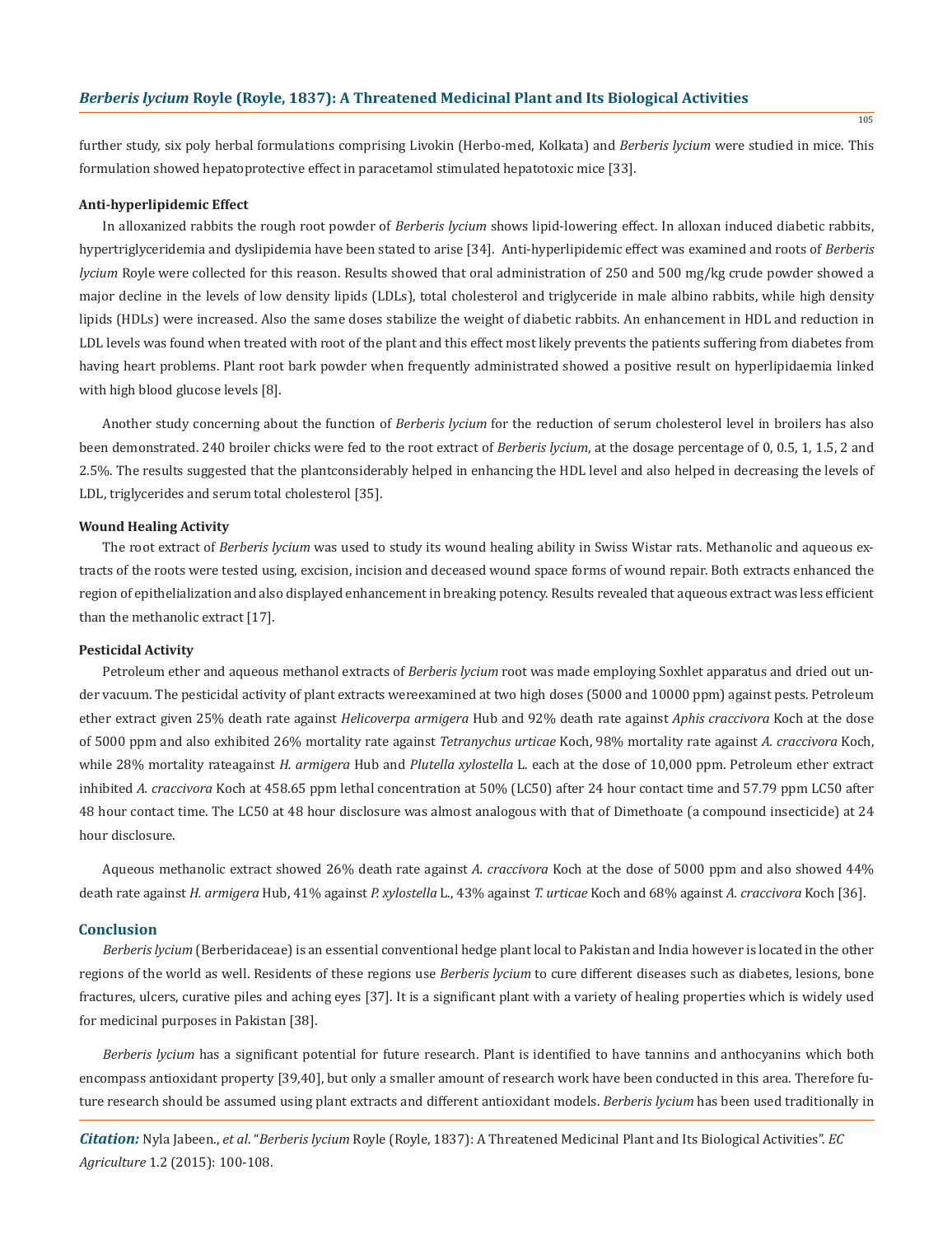further study, six poly herbal formulations comprising Livokin (Herbo-med, Kolkata) and *Berberis lycium* were studied in mice. This formulation showed hepatoprotective effect in paracetamol stimulated hepatotoxic mice [33].

**Anti-hyperlipidemic Effect**

In alloxanized rabbits the rough root powder of *Berberis lycium* shows lipid-lowering effect. In alloxan induced diabetic rabbits, hypertriglyceridemia and dyslipidemia have been stated to arise [34]. Anti-hyperlipidemic effect was examined and roots of *Berberis lycium* Royle were collected for this reason. Results showed that oral administration of 250 and 500 mg/kg crude powder showed a major decline in the levels of low density lipids (LDLs), total cholesterol and triglyceride in male albino rabbits, while high density lipids (HDLs) were increased. Also the same doses stabilize the weight of diabetic rabbits. An enhancement in HDL and reduction in LDL levels was found when treated with root of the plant and this effect most likely prevents the patients suffering from diabetes from having heart problems. Plant root bark powder when frequently administrated showed a positive result on hyperlipidaemia linked with high blood glucose levels [8].

Another study concerning about the function of *Berberis lycium* for the reduction of serum cholesterol level in broilers has also been demonstrated. 240 broiler chicks were fed to the root extract of *Berberis lycium*, at the dosage percentage of 0, 0.5, 1, 1.5, 2 and 2.5%. The results suggested that the plantconsiderably helped in enhancing the HDL level and also helped in decreasing the levels of LDL, triglycerides and serum total cholesterol [35].

**Wound Healing Activity**

The root extract of *Berberis lycium* was used to study its wound healing ability in Swiss Wistar rats. Methanolic and aqueous extracts of the roots were tested using, excision, incision and deceased wound space forms of wound repair. Both extracts enhanced the region of epithelialization and also displayed enhancement in breaking potency. Results revealed that aqueous extract was less efficient than the methanolic extract [17].

**Pesticidal Activity**

Petroleum ether and aqueous methanol extracts of *Berberis lycium* root was made employing Soxhlet apparatus and dried out under vacuum. The pesticidal activity of plant extracts wereexamined at two high doses (5000 and 10000 ppm) against pests. Petroleum ether extract given 25% death rate against *Helicoverpa armigera* Hub and 92% death rate against *Aphis craccivora* Koch at the dose of 5000 ppm and also exhibited 26% mortality rate against *Tetranychus urticae* Koch, 98% mortality rate against *A. craccivora* Koch, while 28% mortality rateagainst *H. armigera* Hub and *Plutella xylostella* L. each at the dose of 10,000 ppm. Petroleum ether extract inhibited *A. craccivora* Koch at 458.65 ppm lethal concentration at 50% (LC50) after 24 hour contact time and 57.79 ppm LC50 after 48 hour contact time. The LC50 at 48 hour disclosure was almost analogous with that of Dimethoate (a compound insecticide) at 24 hour disclosure.

Aqueous methanolic extract showed 26% death rate against *A. craccivora* Koch at the dose of 5000 ppm and also showed 44% death rate against *H. armigera* Hub, 41% against *P. xylostella* L., 43% against *T. urticae* Koch and 68% against *A. craccivora* Koch [36].

## Conclusion

*Berberis lycium* (Berberidaceae) is an essential conventional hedge plant local to Pakistan and India however is located in the other regions of the world as well. Residents of these regions use *Berberis lycium* to cure different diseases such as diabetes, lesions, bone fractures, ulcers, curative piles and aching eyes [37]. It is a significant plant with a variety of healing properties which is widely used for medicinal purposes in Pakistan [38].

*Berberis lycium* has a significant potential for future research. Plant is identified to have tannins and anthocyanins which both encompass antioxidant property [39,40], but only a smaller amount of research work have been conducted in this area. Therefore future research should be assumed using plant extracts and different antioxidant models. *Berberis lycium* has been used traditionally in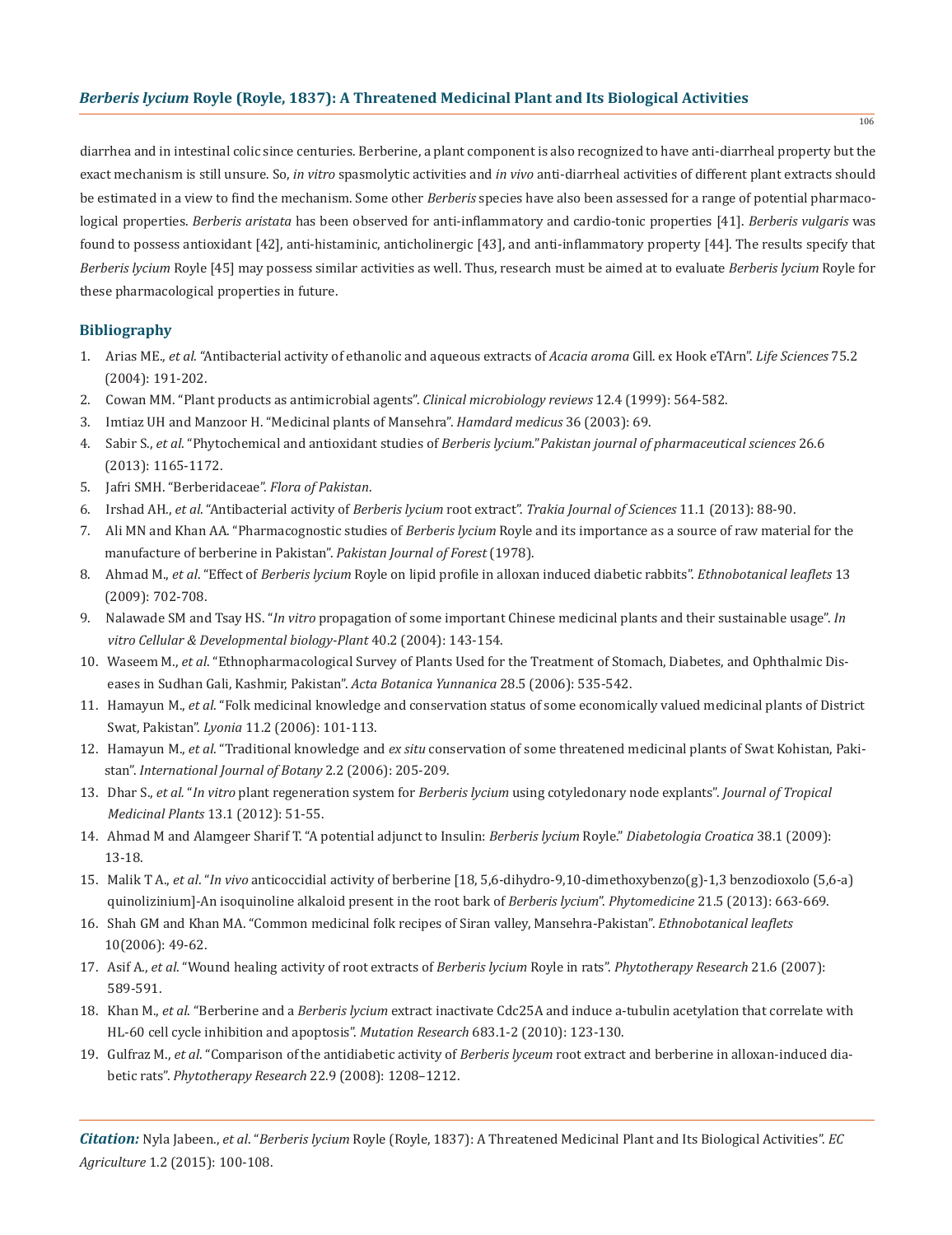diarrhea and in intestinal colic since centuries. Berberine, a plant component is also recognized to have anti-diarrheal property but the exact mechanism is still unsure. So, *in vitro* spasmolytic activities and *in vivo* anti-diarrheal activities of different plant extracts should be estimated in a view to find the mechanism. Some other *Berberis* species have also been assessed for a range of potential pharmacological properties. *Berberis aristata* has been observed for anti-inflammatory and cardio-tonic properties [41]. *Berberis vulgaris* was found to possess antioxidant [42], anti-histaminic, anticholinergic [43], and anti-inflammatory property [44]. The results specify that *Berberis lycium* Royle [45] may possess similar activities as well. Thus, research must be aimed at to evaluate *Berberis lycium* Royle for these pharmacological properties in future.

## Bibliography

1. Arias ME., *et al*. "Antibacterial activity of ethanolic and aqueous extracts of *Acacia aroma* Gill. ex Hook eTArn". *Life Sciences* 75.2 (2004): 191-202.
2. Cowan MM. "Plant products as antimicrobial agents". *Clinical microbiology reviews* 12.4 (1999): 564-582.
3. Imtiaz UH and Manzoor H. "Medicinal plants of Mansehra". *Hamdard medicus* 36 (2003): 69.
4. Sabir S., *et al*. "Phytochemical and antioxidant studies of *Berberis lycium.*" *Pakistan journal of pharmaceutical sciences* 26.6 (2013): 1165-1172.
5. Jafri SMH. "Berberidaceae". *Flora of Pakistan*.
6. Irshad AH., *et al*. "Antibacterial activity of *Berberis lycium* root extract". *Trakia Journal of Sciences* 11.1 (2013): 88-90.
7. Ali MN and Khan AA. "Pharmacognostic studies of *Berberis lycium* Royle and its importance as a source of raw material for the manufacture of berberine in Pakistan". *Pakistan Journal of Forest* (1978).
8. Ahmad M., *et al*. "Effect of *Berberis lycium* Royle on lipid profile in alloxan induced diabetic rabbits". *Ethnobotanical leaflets* 13 (2009): 702-708.
9. Nalawade SM and Tsay HS. "*In vitro* propagation of some important Chinese medicinal plants and their sustainable usage". *In vitro Cellular & Developmental biology-Plant* 40.2 (2004): 143-154.
10. Waseem M., *et al*. "Ethnopharmacological Survey of Plants Used for the Treatment of Stomach, Diabetes, and Ophthalmic Diseases in Sudhan Gali, Kashmir, Pakistan". *Acta Botanica Yunnanica* 28.5 (2006): 535-542.
11. Hamayun M., *et al*. "Folk medicinal knowledge and conservation status of some economically valued medicinal plants of District Swat, Pakistan". *Lyonia* 11.2 (2006): 101-113.
12. Hamayun M., *et al*. "Traditional knowledge and *ex situ* conservation of some threatened medicinal plants of Swat Kohistan, Pakistan". *International Journal of Botany* 2.2 (2006): 205-209.
13. Dhar S., *et al.* "*In vitro* plant regeneration system for *Berberis lycium* using cotyledonary node explants". *Journal of Tropical Medicinal Plants* 13.1 (2012): 51-55.
14. Ahmad M and Alamgeer Sharif T. "A potential adjunct to Insulin: *Berberis lycium* Royle." *Diabetologia Croatica* 38.1 (2009): 13-18.
15. Malik T A., *et al*. "*In vivo* anticoccidial activity of berberine [18, 5,6-dihydro-9,10-dimethoxybenzo(g)-1,3 benzodioxolo (5,6-a) quinolizinium]-An isoquinoline alkaloid present in the root bark of *Berberis lycium*". *Phytomedicine* 21.5 (2013): 663-669.
16. Shah GM and Khan MA. "Common medicinal folk recipes of Siran valley, Mansehra-Pakistan". *Ethnobotanical leaflets* 10(2006): 49-62.
17. Asif A., *et al*. "Wound healing activity of root extracts of *Berberis lycium* Royle in rats". *Phytotherapy Research* 21.6 (2007): 589-591.
18. Khan M., *et al*. "Berberine and a *Berberis lycium* extract inactivate Cdc25A and induce a-tubulin acetylation that correlate with HL-60 cell cycle inhibition and apoptosis". *Mutation Research* 683.1-2 (2010): 123-130.
19. Gulfraz M., *et al*. "Comparison of the antidiabetic activity of *Berberis lyceum* root extract and berberine in alloxan-induced diabetic rats". *Phytotherapy Research* 22.9 (2008): 1208–1212.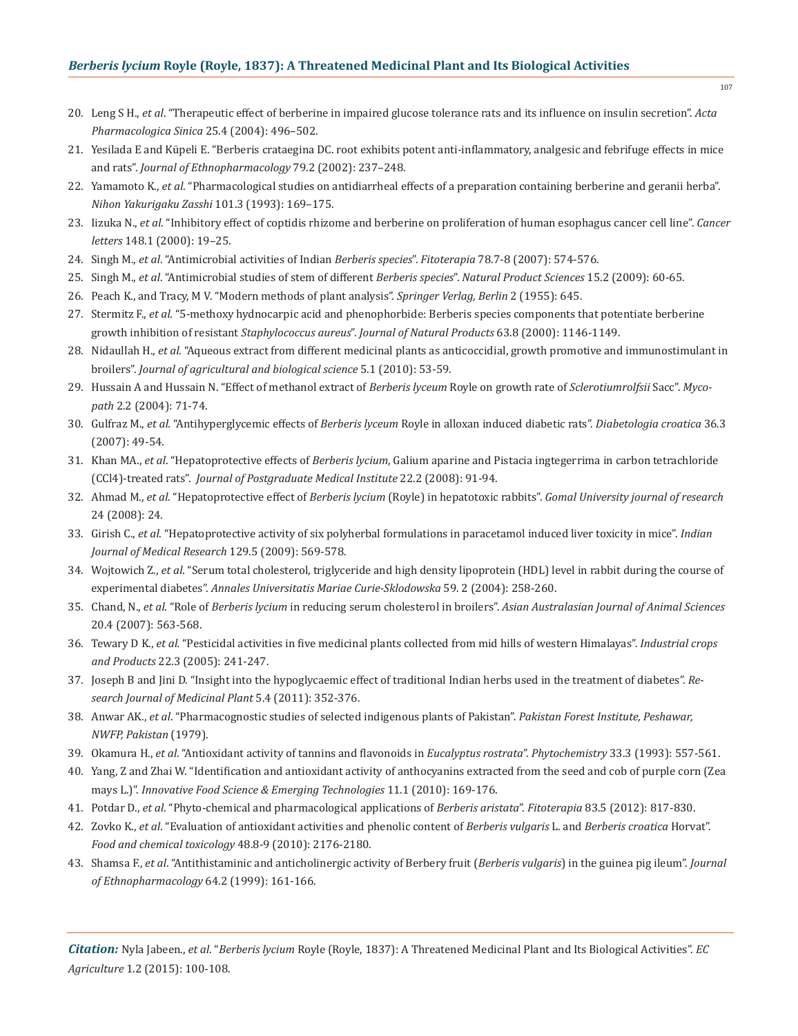20. Leng S H., *et al*. "Therapeutic effect of berberine in impaired glucose tolerance rats and its influence on insulin secretion". *Acta Pharmacologica Sinica* 25.4 (2004): 496–502.
21. Yesilada E and Küpeli E. "Berberis crataegina DC. root exhibits potent anti-inflammatory, analgesic and febrifuge effects in mice and rats". *Journal of Ethnopharmacology* 79.2 (2002): 237–248.
22. Yamamoto K., *et al*. "Pharmacological studies on antidiarrheal effects of a preparation containing berberine and geranii herba". *Nihon Yakurigaku Zasshi* 101.3 (1993): 169–175.
23. Iizuka N., *et al*. "Inhibitory effect of coptidis rhizome and berberine on proliferation of human esophagus cancer cell line". *Cancer letters* 148.1 (2000): 19–25.
24. Singh M., *et al*. "Antimicrobial activities of Indian *Berberis species*". *Fitoterapia* 78.7-8 (2007): 574-576.
25. Singh M., *et al*. "Antimicrobial studies of stem of different *Berberis species*". *Natural Product Sciences* 15.2 (2009): 60-65.
26. Peach K., and Tracy, M V. "Modern methods of plant analysis". *Springer Verlag, Berlin* 2 (1955): 645.
27. Stermitz F., *et al*. "5-methoxy hydnocarpic acid and phenophorbide: Berberis species components that potentiate berberine growth inhibition of resistant *Staphylococcus aureus*". *Journal of Natural Products* 63.8 (2000): 1146-1149.
28. Nidaullah H., *et al*. "Aqueous extract from different medicinal plants as anticoccidial, growth promotive and immunostimulant in broilers". *Journal of agricultural and biological science* 5.1 (2010): 53-59.
29. Hussain A and Hussain N. "Effect of methanol extract of *Berberis lyceum* Royle on growth rate of *Sclerotiumrolfsii* Sacc". *Mycopath* 2.2 (2004): 71-74.
30. Gulfraz M., *et al*. "Antihyperglycemic effects of *Berberis lyceum* Royle in alloxan induced diabetic rats". *Diabetologia croatica* 36.3 (2007): 49-54.
31. Khan MA., *et al*. "Hepatoprotective effects of *Berberis lycium*, Galium aparine and Pistacia ingtegerrima in carbon tetrachloride (CCl4)-treated rats". *Journal of Postgraduate Medical Institute* 22.2 (2008): 91-94.
32. Ahmad M., *et al*. "Hepatoprotective effect of *Berberis lycium* (Royle) in hepatotoxic rabbits". *Gomal University journal of research* 24 (2008): 24.
33. Girish C., *et al*. "Hepatoprotective activity of six polyherbal formulations in paracetamol induced liver toxicity in mice". *Indian Journal of Medical Research* 129.5 (2009): 569-578.
34. Wojtowich Z., *et al*. "Serum total cholesterol, triglyceride and high density lipoprotein (HDL) level in rabbit during the course of experimental diabetes". *Annales Universitatis Mariae Curie-Sklodowska* 59. 2 (2004): 258-260.
35. Chand, N., *et al*. "Role of *Berberis lycium* in reducing serum cholesterol in broilers". *Asian Australasian Journal of Animal Sciences* 20.4 (2007): 563-568.
36. Tewary D K., *et al*. "Pesticidal activities in five medicinal plants collected from mid hills of western Himalayas". *Industrial crops and Products* 22.3 (2005): 241-247.
37. Joseph B and Jini D. "Insight into the hypoglycaemic effect of traditional Indian herbs used in the treatment of diabetes". *Research Journal of Medicinal Plant* 5.4 (2011): 352-376.
38. Anwar AK., *et al*. "Pharmacognostic studies of selected indigenous plants of Pakistan". *Pakistan Forest Institute, Peshawar, NWFP, Pakistan* (1979).
39. Okamura H., *et al*. "Antioxidant activity of tannins and flavonoids in *Eucalyptus rostrata*". *Phytochemistry* 33.3 (1993): 557-561.
40. Yang, Z and Zhai W. "Identification and antioxidant activity of anthocyanins extracted from the seed and cob of purple corn (Zea mays L.)". *Innovative Food Science & Emerging Technologies* 11.1 (2010): 169-176.
41. Potdar D., *et al*. "Phyto-chemical and pharmacological applications of *Berberis aristata*". *Fitoterapia* 83.5 (2012): 817-830.
42. Zovko K., *et al*. "Evaluation of antioxidant activities and phenolic content of *Berberis vulgaris* L. and *Berberis croatica* Horvat". *Food and chemical toxicology* 48.8-9 (2010): 2176-2180.
43. Shamsa F., *et al*. "Antihistaminic and anticholinergic activity of Berbery fruit (*Berberis vulgaris*) in the guinea pig ileum". *Journal of Ethnopharmacology* 64.2 (1999): 161-166.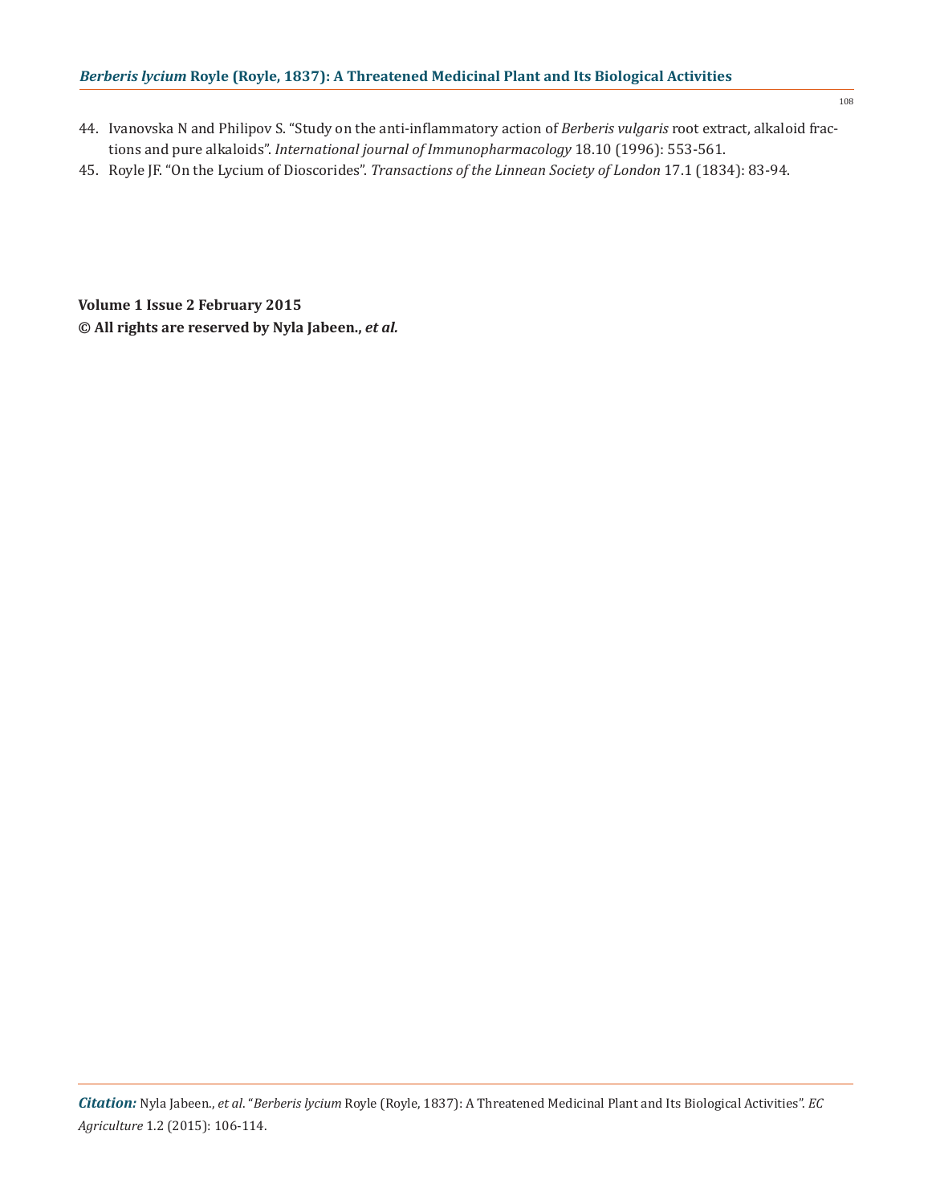44. Ivanovska N and Philipov S. "Study on the anti-inflammatory action of *Berberis vulgaris* root extract, alkaloid fractions and pure alkaloids". *International journal of Immunopharmacology* 18.10 (1996): 553-561.
45. Royle JF. "On the Lycium of Dioscorides". *Transactions of the Linnean Society of London* 17.1 (1834): 83-94.

**Volume 1 Issue 2 February 2015**
**© All rights are reserved by Nyla Jabeen., *et al.***